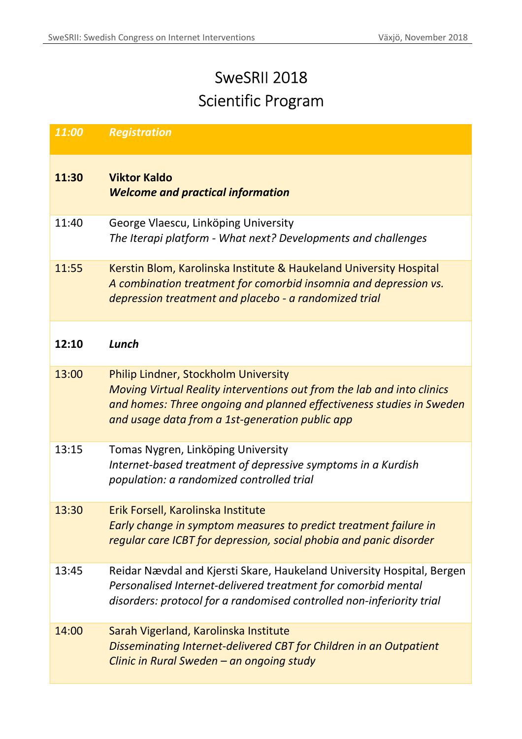# SweSRII 2018
# Scientific Program

| | |
|---|---|
| ***11:00*** | ***Registration*** |
| **11:30** | **Viktor Kaldo**<br>***Welcome and practical information*** |
| 11:40 | George Vlaescu, Linköping University<br>*The Iterapi platform - What next? Developments and challenges* |
| 11:55 | Kerstin Blom, Karolinska Institute & Haukeland University Hospital<br>*A combination treatment for comorbid insomnia and depression vs. depression treatment and placebo - a randomized trial* |
| **12:10** | ***Lunch*** |
| 13:00 | Philip Lindner, Stockholm University<br>*Moving Virtual Reality interventions out from the lab and into clinics and homes: Three ongoing and planned effectiveness studies in Sweden and usage data from a 1st-generation public app* |
| 13:15 | Tomas Nygren, Linköping University<br>*Internet-based treatment of depressive symptoms in a Kurdish population: a randomized controlled trial* |
| 13:30 | Erik Forsell, Karolinska Institute<br>*Early change in symptom measures to predict treatment failure in regular care ICBT for depression, social phobia and panic disorder* |
| 13:45 | Reidar Nævdal and Kjersti Skare, Haukeland University Hospital, Bergen<br>*Personalised Internet-delivered treatment for comorbid mental disorders: protocol for a randomised controlled non-inferiority trial* |
| 14:00 | Sarah Vigerland, Karolinska Institute<br>*Disseminating Internet-delivered CBT for Children in an Outpatient Clinic in Rural Sweden – an ongoing study* |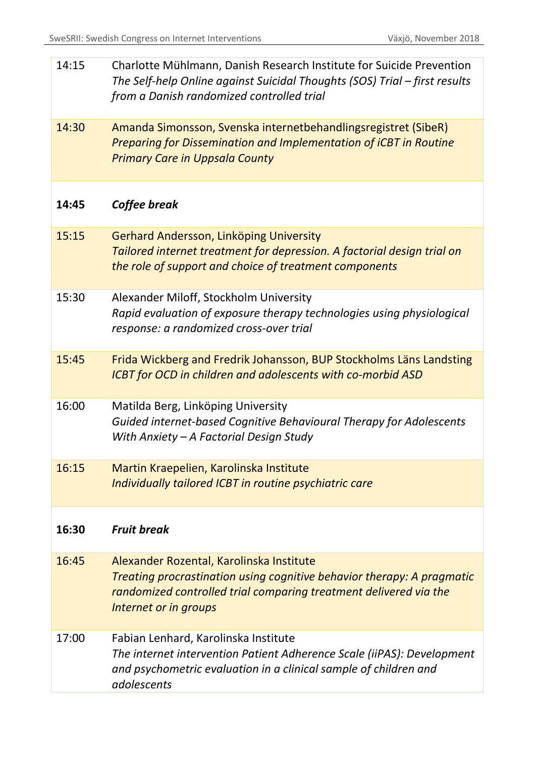| | |
|---|---|
| 14:15 | Charlotte Mühlmann, Danish Research Institute for Suicide Prevention<br>*The Self-help Online against Suicidal Thoughts (SOS) Trial – first results from a Danish randomized controlled trial* |
| 14:30 | Amanda Simonsson, Svenska internetbehandlingsregistret (SibeR)<br>*Preparing for Dissemination and Implementation of iCBT in Routine Primary Care in Uppsala County* |
| **14:45** | ***Coffee break*** |
| 15:15 | Gerhard Andersson, Linköping University<br>*Tailored internet treatment for depression. A factorial design trial on the role of support and choice of treatment components* |
| 15:30 | Alexander Miloff, Stockholm University<br>*Rapid evaluation of exposure therapy technologies using physiological response: a randomized cross-over trial* |
| 15:45 | Frida Wickberg and Fredrik Johansson, BUP Stockholms Läns Landsting<br>*ICBT for OCD in children and adolescents with co-morbid ASD* |
| 16:00 | Matilda Berg, Linköping University<br>*Guided internet-based Cognitive Behavioural Therapy for Adolescents With Anxiety – A Factorial Design Study* |
| 16:15 | Martin Kraepelien, Karolinska Institute<br>*Individually tailored ICBT in routine psychiatric care* |
| **16:30** | ***Fruit break*** |
| 16:45 | Alexander Rozental, Karolinska Institute<br>*Treating procrastination using cognitive behavior therapy: A pragmatic randomized controlled trial comparing treatment delivered via the Internet or in groups* |
| 17:00 | Fabian Lenhard, Karolinska Institute<br>*The internet intervention Patient Adherence Scale (iiPAS): Development and psychometric evaluation in a clinical sample of children and adolescents* |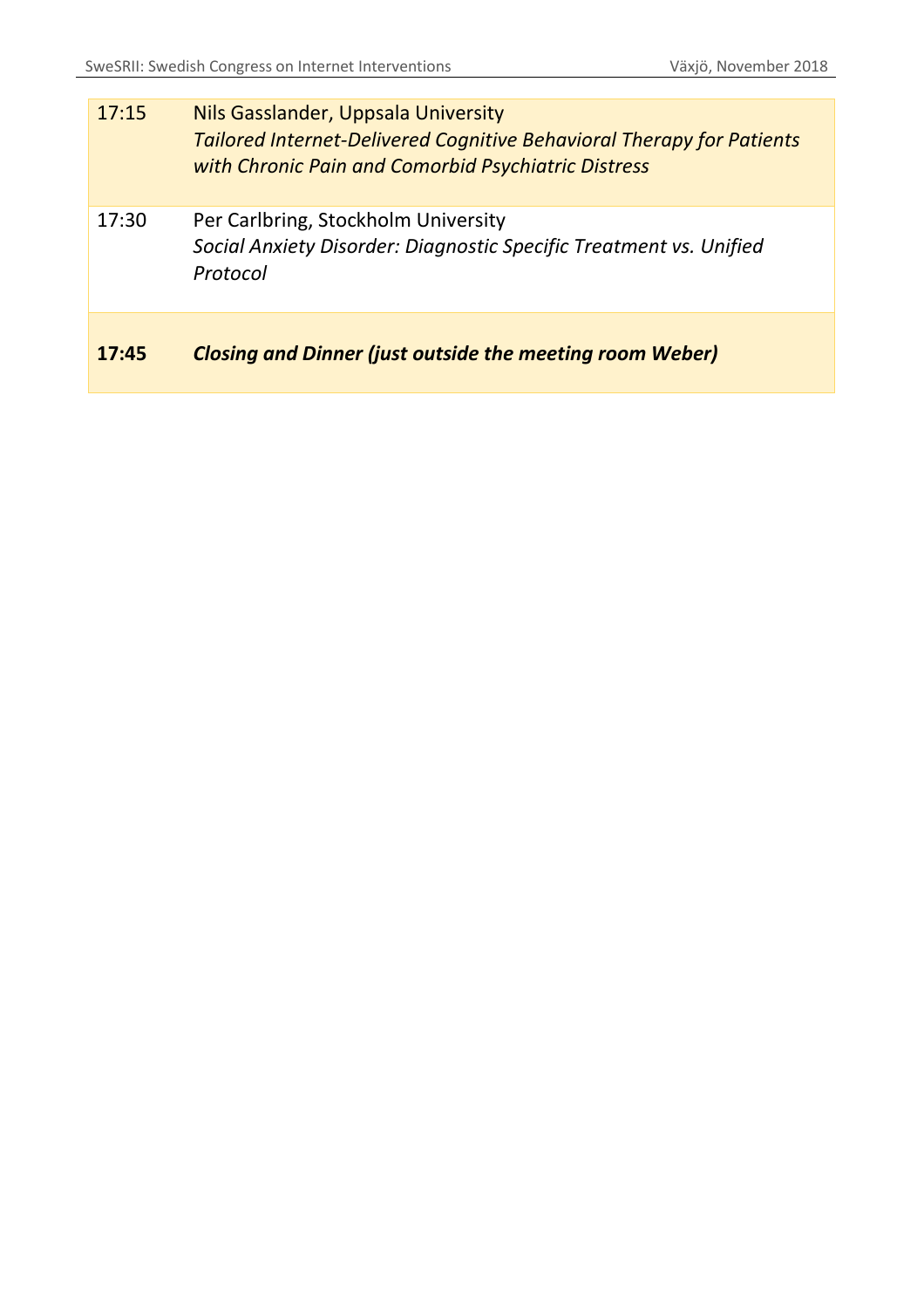| | |
|---|---|
| 17:15 | Nils Gasslander, Uppsala University<br>*Tailored Internet-Delivered Cognitive Behavioral Therapy for Patients with Chronic Pain and Comorbid Psychiatric Distress* |
| 17:30 | Per Carlbring, Stockholm University<br>*Social Anxiety Disorder: Diagnostic Specific Treatment vs. Unified Protocol* |
| **17:45** | ***Closing and Dinner (just outside the meeting room Weber)*** |